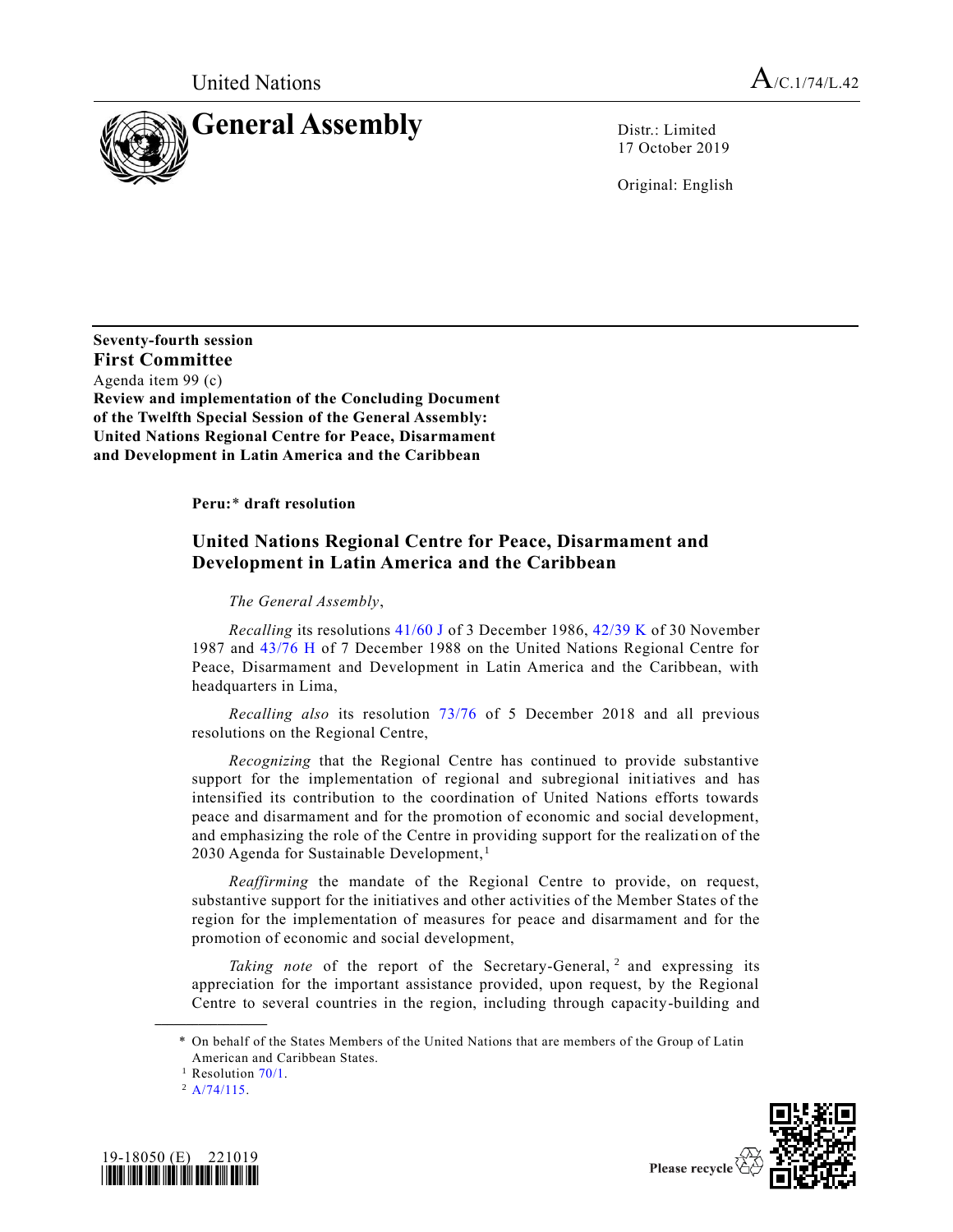United Nations

A/C.1/74/L.42

# General Assembly

Distr.: Limited
17 October 2019

Original: English

**Seventy-fourth session**
**First Committee**
Agenda item 99 (c)
**Review and implementation of the Concluding Document of the Twelfth Special Session of the General Assembly: United Nations Regional Centre for Peace, Disarmament and Development in Latin America and the Caribbean**

**Peru:\* draft resolution**

## United Nations Regional Centre for Peace, Disarmament and Development in Latin America and the Caribbean

*The General Assembly*,

*Recalling* its resolutions 41/60 J of 3 December 1986, 42/39 K of 30 November 1987 and 43/76 H of 7 December 1988 on the United Nations Regional Centre for Peace, Disarmament and Development in Latin America and the Caribbean, with headquarters in Lima,

*Recalling also* its resolution 73/76 of 5 December 2018 and all previous resolutions on the Regional Centre,

*Recognizing* that the Regional Centre has continued to provide substantive support for the implementation of regional and subregional initiatives and has intensified its contribution to the coordination of United Nations efforts towards peace and disarmament and for the promotion of economic and social development, and emphasizing the role of the Centre in providing support for the realization of the 2030 Agenda for Sustainable Development,[1]

*Reaffirming* the mandate of the Regional Centre to provide, on request, substantive support for the initiatives and other activities of the Member States of the region for the implementation of measures for peace and disarmament and for the promotion of economic and social development,

*Taking note* of the report of the Secretary-General,[2] and expressing its appreciation for the important assistance provided, upon request, by the Regional Centre to several countries in the region, including through capacity-building and

---

\* On behalf of the States Members of the United Nations that are members of the Group of Latin American and Caribbean States.

[1] Resolution 70/1.

[2] A/74/115.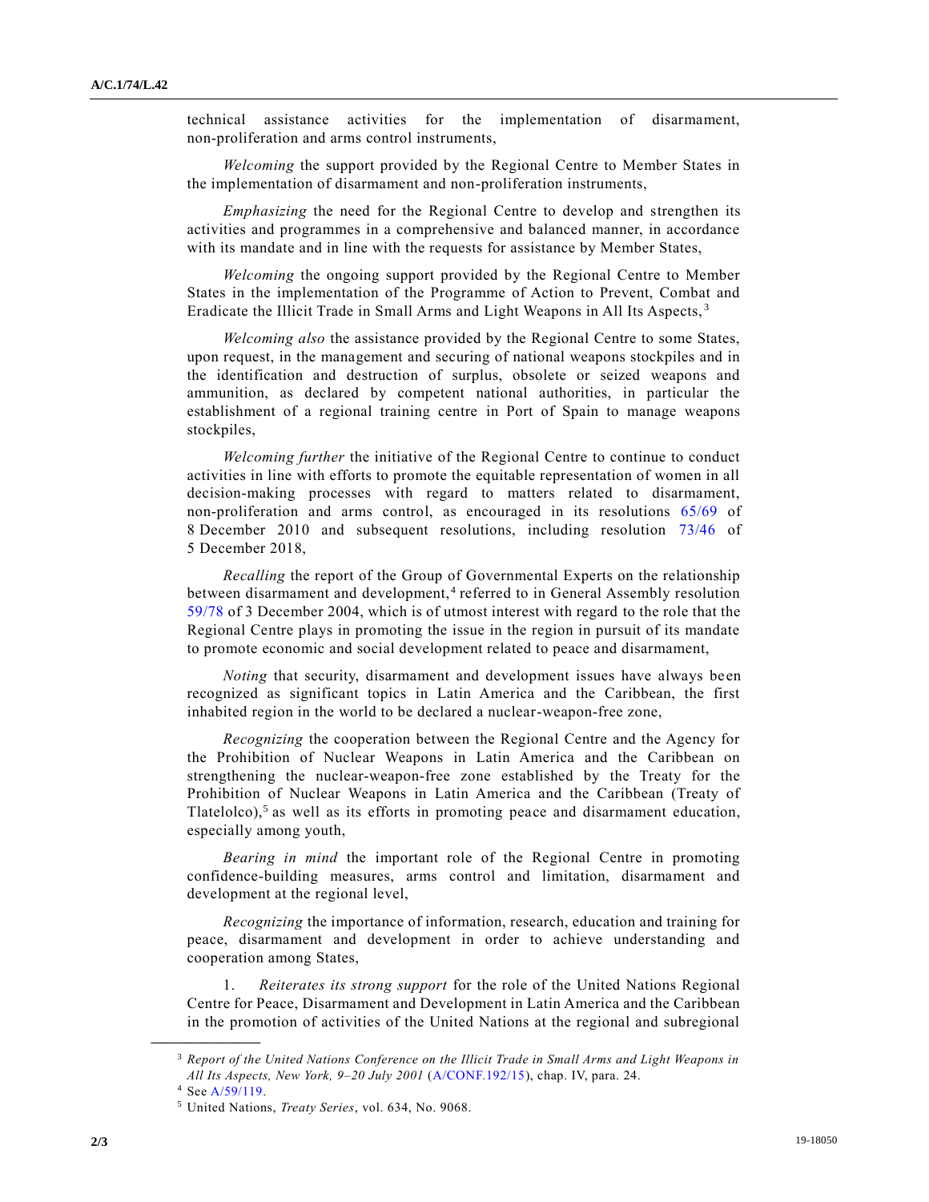technical assistance activities for the implementation of disarmament, non-proliferation and arms control instruments,

*Welcoming* the support provided by the Regional Centre to Member States in the implementation of disarmament and non-proliferation instruments,

*Emphasizing* the need for the Regional Centre to develop and strengthen its activities and programmes in a comprehensive and balanced manner, in accordance with its mandate and in line with the requests for assistance by Member States,

*Welcoming* the ongoing support provided by the Regional Centre to Member States in the implementation of the Programme of Action to Prevent, Combat and Eradicate the Illicit Trade in Small Arms and Light Weapons in All Its Aspects,[3]

*Welcoming also* the assistance provided by the Regional Centre to some States, upon request, in the management and securing of national weapons stockpiles and in the identification and destruction of surplus, obsolete or seized weapons and ammunition, as declared by competent national authorities, in particular the establishment of a regional training centre in Port of Spain to manage weapons stockpiles,

*Welcoming further* the initiative of the Regional Centre to continue to conduct activities in line with efforts to promote the equitable representation of women in all decision-making processes with regard to matters related to disarmament, non-proliferation and arms control, as encouraged in its resolutions 65/69 of 8 December 2010 and subsequent resolutions, including resolution 73/46 of 5 December 2018,

*Recalling* the report of the Group of Governmental Experts on the relationship between disarmament and development,[4] referred to in General Assembly resolution 59/78 of 3 December 2004, which is of utmost interest with regard to the role that the Regional Centre plays in promoting the issue in the region in pursuit of its mandate to promote economic and social development related to peace and disarmament,

*Noting* that security, disarmament and development issues have always been recognized as significant topics in Latin America and the Caribbean, the first inhabited region in the world to be declared a nuclear-weapon-free zone,

*Recognizing* the cooperation between the Regional Centre and the Agency for the Prohibition of Nuclear Weapons in Latin America and the Caribbean on strengthening the nuclear-weapon-free zone established by the Treaty for the Prohibition of Nuclear Weapons in Latin America and the Caribbean (Treaty of Tlatelolco),[5] as well as its efforts in promoting peace and disarmament education, especially among youth,

*Bearing in mind* the important role of the Regional Centre in promoting confidence-building measures, arms control and limitation, disarmament and development at the regional level,

*Recognizing* the importance of information, research, education and training for peace, disarmament and development in order to achieve understanding and cooperation among States,

1. *Reiterates its strong support* for the role of the United Nations Regional Centre for Peace, Disarmament and Development in Latin America and the Caribbean in the promotion of activities of the United Nations at the regional and subregional

---

[3] *Report of the United Nations Conference on the Illicit Trade in Small Arms and Light Weapons in All Its Aspects, New York, 9–20 July 2001* (A/CONF.192/15), chap. IV, para. 24.

[4] See A/59/119.

[5] United Nations, *Treaty Series*, vol. 634, No. 9068.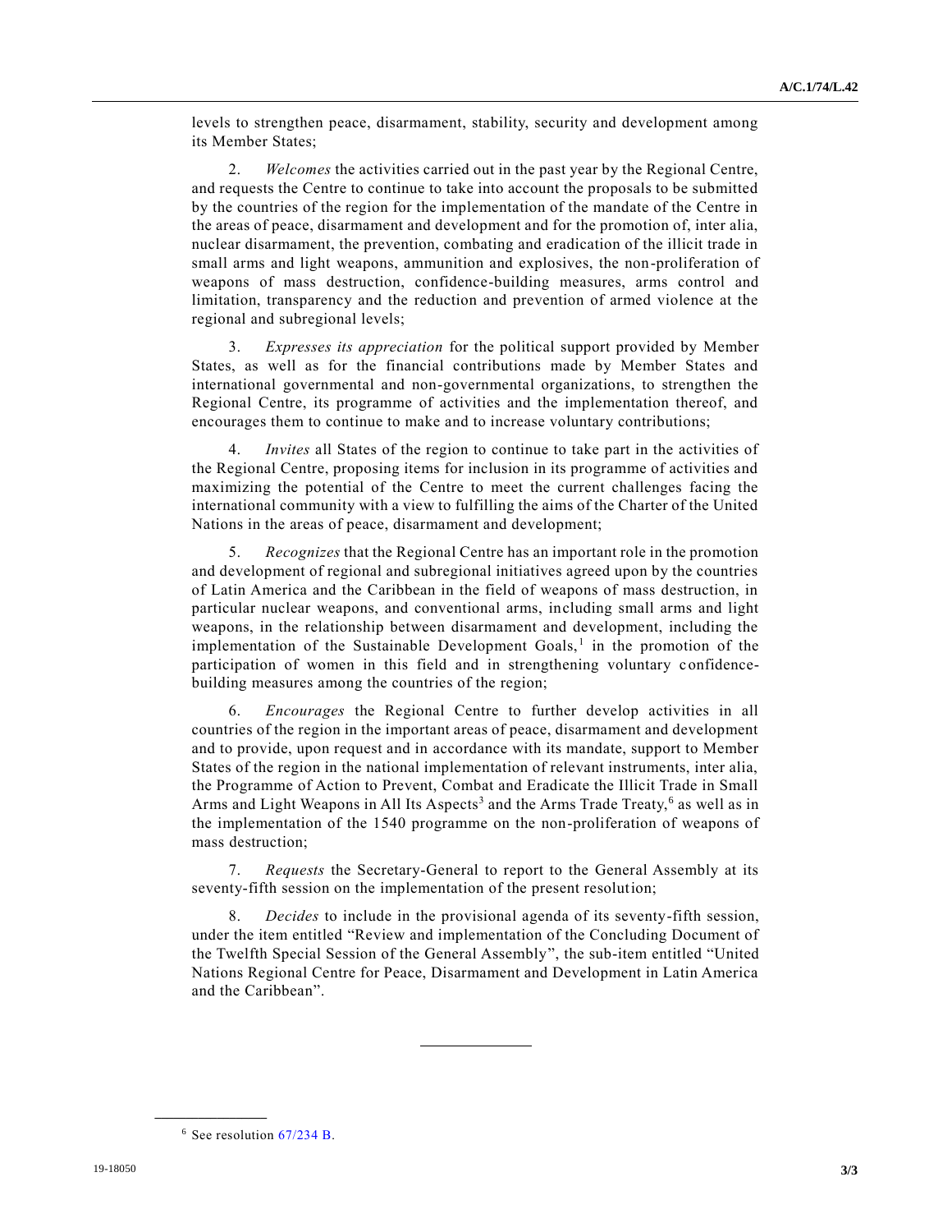levels to strengthen peace, disarmament, stability, security and development among its Member States;

2. *Welcomes* the activities carried out in the past year by the Regional Centre, and requests the Centre to continue to take into account the proposals to be submitted by the countries of the region for the implementation of the mandate of the Centre in the areas of peace, disarmament and development and for the promotion of, inter alia, nuclear disarmament, the prevention, combating and eradication of the illicit trade in small arms and light weapons, ammunition and explosives, the non-proliferation of weapons of mass destruction, confidence-building measures, arms control and limitation, transparency and the reduction and prevention of armed violence at the regional and subregional levels;

3. *Expresses its appreciation* for the political support provided by Member States, as well as for the financial contributions made by Member States and international governmental and non-governmental organizations, to strengthen the Regional Centre, its programme of activities and the implementation thereof, and encourages them to continue to make and to increase voluntary contributions;

4. *Invites* all States of the region to continue to take part in the activities of the Regional Centre, proposing items for inclusion in its programme of activities and maximizing the potential of the Centre to meet the current challenges facing the international community with a view to fulfilling the aims of the Charter of the United Nations in the areas of peace, disarmament and development;

5. *Recognizes* that the Regional Centre has an important role in the promotion and development of regional and subregional initiatives agreed upon by the countries of Latin America and the Caribbean in the field of weapons of mass destruction, in particular nuclear weapons, and conventional arms, including small arms and light weapons, in the relationship between disarmament and development, including the implementation of the Sustainable Development Goals,[1] in the promotion of the participation of women in this field and in strengthening voluntary confidence-building measures among the countries of the region;

6. *Encourages* the Regional Centre to further develop activities in all countries of the region in the important areas of peace, disarmament and development and to provide, upon request and in accordance with its mandate, support to Member States of the region in the national implementation of relevant instruments, inter alia, the Programme of Action to Prevent, Combat and Eradicate the Illicit Trade in Small Arms and Light Weapons in All Its Aspects[3] and the Arms Trade Treaty,[6] as well as in the implementation of the 1540 programme on the non-proliferation of weapons of mass destruction;

7. *Requests* the Secretary-General to report to the General Assembly at its seventy-fifth session on the implementation of the present resolution;

8. *Decides* to include in the provisional agenda of its seventy-fifth session, under the item entitled "Review and implementation of the Concluding Document of the Twelfth Special Session of the General Assembly", the sub-item entitled "United Nations Regional Centre for Peace, Disarmament and Development in Latin America and the Caribbean".

---

[6] See resolution 67/234 B.